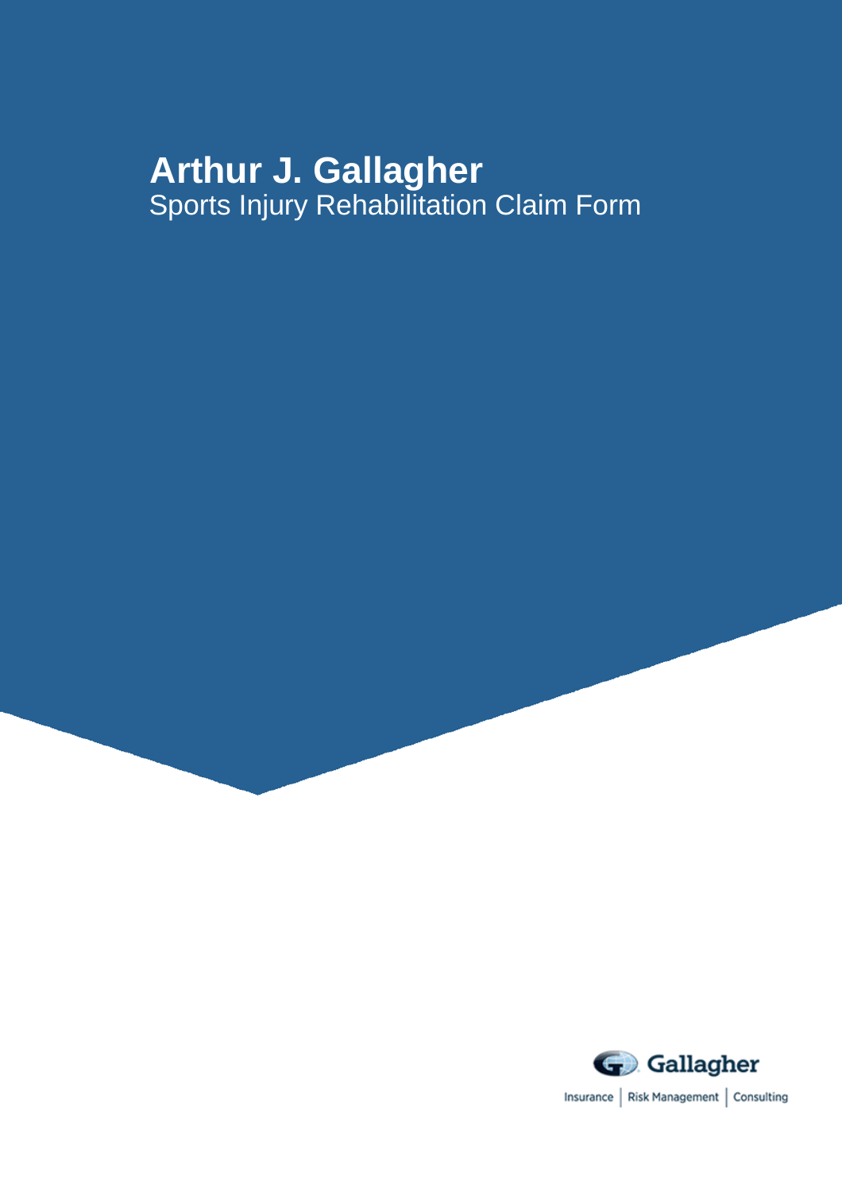# Arthur J. Gallagher

## Sports Injury Rehabilitation Claim Form

Gallagher

Insurance | Risk Management | Consulting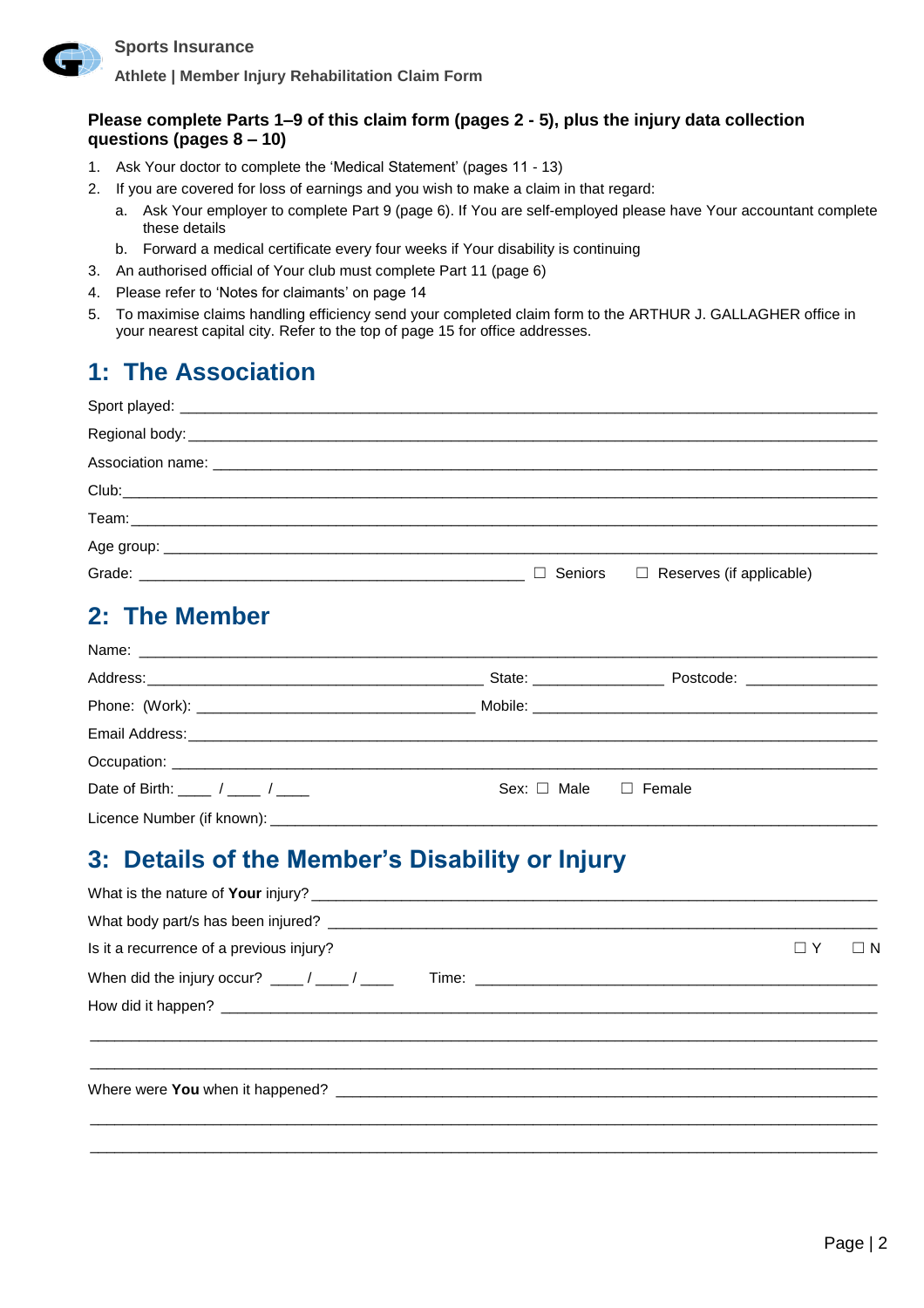**Sports Insurance**

**Athlete | Member Injury Rehabilitation Claim Form**

**Please complete Parts 1–9 of this claim form (pages 2 - 5), plus the injury data collection questions (pages 8 – 10)**

1. Ask Your doctor to complete the 'Medical Statement' (pages 11 - 13)
2. If you are covered for loss of earnings and you wish to make a claim in that regard:
   a. Ask Your employer to complete Part 9 (page 6). If You are self-employed please have Your accountant complete these details
   b. Forward a medical certificate every four weeks if Your disability is continuing
3. An authorised official of Your club must complete Part 11 (page 6)
4. Please refer to 'Notes for claimants' on page 14
5. To maximise claims handling efficiency send your completed claim form to the ARTHUR J. GALLAGHER office in your nearest capital city. Refer to the top of page 15 for office addresses.

## 1: The Association

Sport played: ______________________________

Regional body: ______________________________

Association name: ______________________________

Club: ______________________________

Team: ______________________________

Age group: ______________________________

Grade: ______________________________ ☐ Seniors ☐ Reserves (if applicable)

## 2: The Member

Name: ______________________________

Address: ______________________________ State: ____________ Postcode: ____________

Phone: (Work): ______________________________ Mobile: ______________________________

Email Address: ______________________________

Occupation: ______________________________

Date of Birth: ____ / ____ / ____ Sex: ☐ Male ☐ Female

Licence Number (if known): ______________________________

## 3: Details of the Member's Disability or Injury

What is the nature of **Your** injury? ______________________________

What body part/s has been injured? ______________________________

Is it a recurrence of a previous injury? ☐ Y ☐ N

When did the injury occur? ____ / ____ / ____ Time: ______________________________

How did it happen? ______________________________

______________________________

______________________________

Where were **You** when it happened? ______________________________

______________________________

______________________________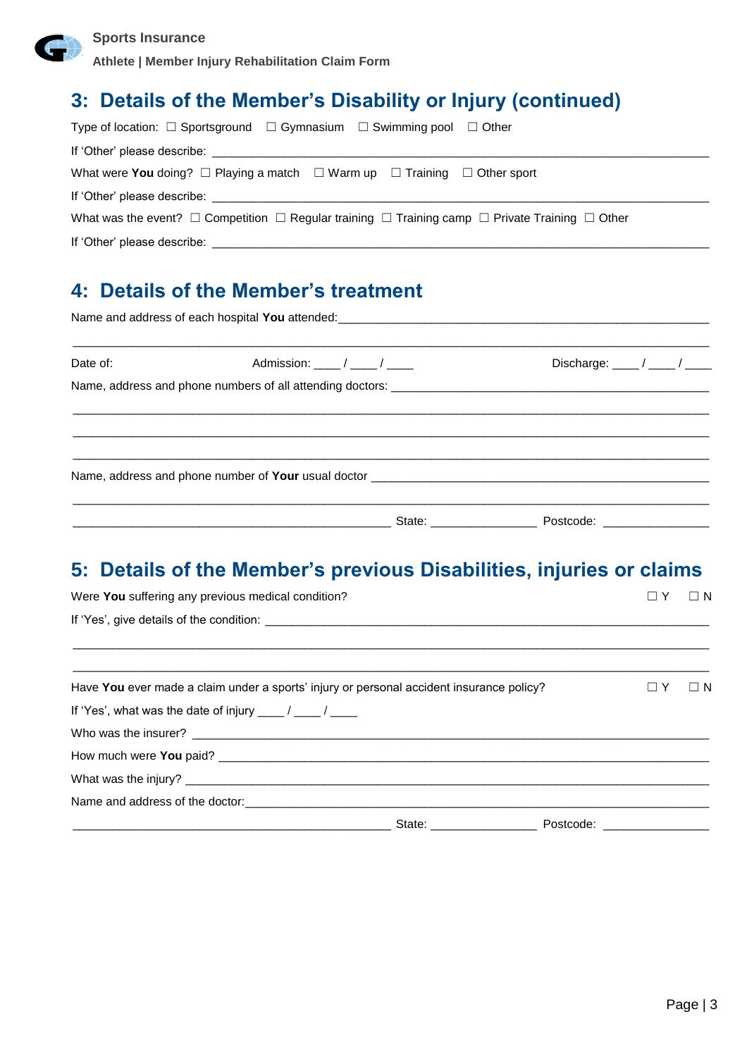## 3: Details of the Member's Disability or Injury (continued)

Type of location: ☐ Sportsground ☐ Gymnasium ☐ Swimming pool ☐ Other

If 'Other' please describe: ______________________________________________________________________________

What were **You** doing? ☐ Playing a match ☐ Warm up ☐ Training ☐ Other sport

If 'Other' please describe: ______________________________________________________________________________

What was the event? ☐ Competition ☐ Regular training ☐ Training camp ☐ Private Training ☐ Other

If 'Other' please describe: ______________________________________________________________________________

## 4: Details of the Member's treatment

Name and address of each hospital **You** attended:______________________________________________________

______________________________________________________________________________________________

Date of: Admission: ____ / ____ / ____ Discharge: ____ / ____ / ____

Name, address and phone numbers of all attending doctors: ______________________________________________

______________________________________________________________________________________________

______________________________________________________________________________________________

______________________________________________________________________________________________

Name, address and phone number of **Your** usual doctor ________________________________________________

______________________________________________________________________________________________

________________________________________________ State: _______________ Postcode: _______________

## 5: Details of the Member's previous Disabilities, injuries or claims

Were **You** suffering any previous medical condition? ☐ Y ☐ N

If 'Yes', give details of the condition: _______________________________________________________________

______________________________________________________________________________________________

______________________________________________________________________________________________

Have **You** ever made a claim under a sports' injury or personal accident insurance policy? ☐ Y ☐ N

If 'Yes', what was the date of injury ____ / ____ / ____

Who was the insurer? ___________________________________________________________________________

How much were **You** paid? _____________________________________________________________________

What was the injury? ____________________________________________________________________________

Name and address of the doctor:__________________________________________________________________

________________________________________________ State: _______________ Postcode: _______________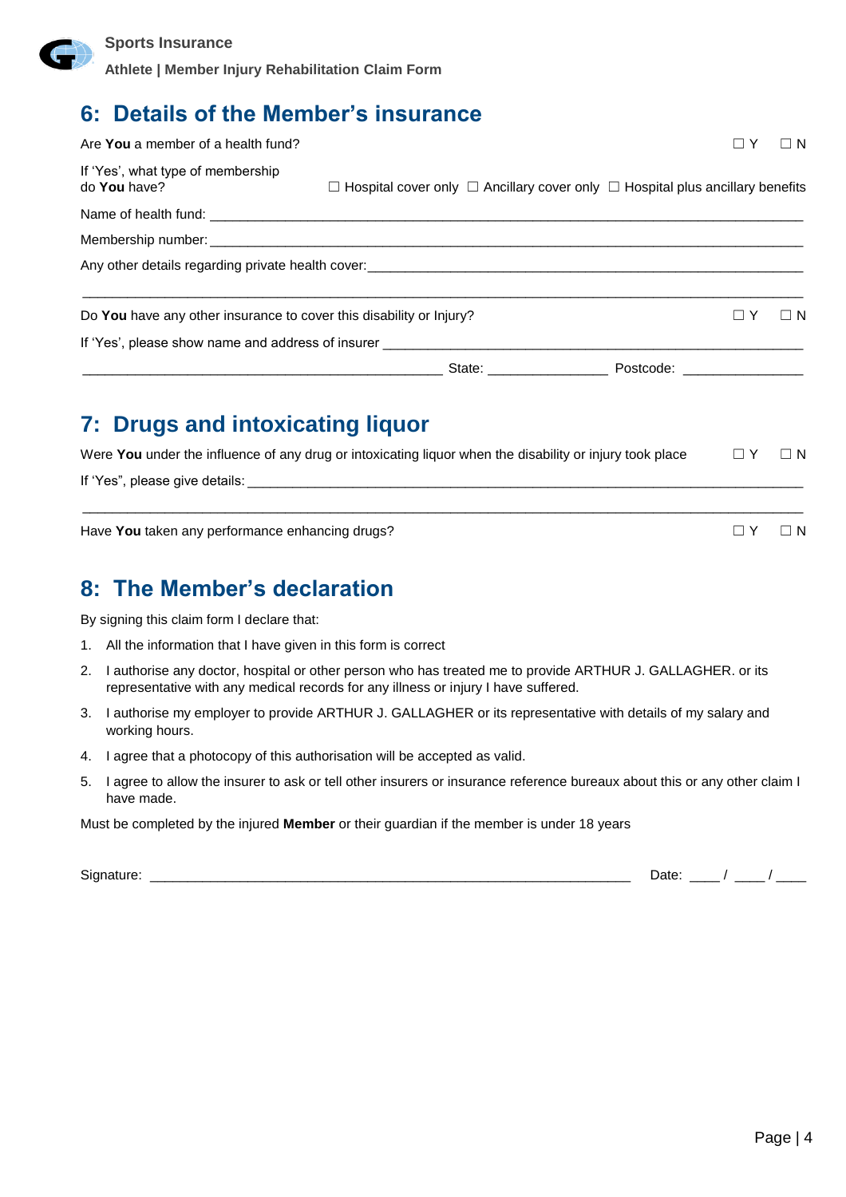## 6: Details of the Member's insurance

Are **You** a member of a health fund? ☐ Y ☐ N

If 'Yes', what type of membership do **You** have? ☐ Hospital cover only ☐ Ancillary cover only ☐ Hospital plus ancillary benefits

Name of health fund: ___________________________________________________________________________

Membership number: ___________________________________________________________________________

Any other details regarding private health cover: _______________________________________________________

_______________________________________________________________________________________________

Do **You** have any other insurance to cover this disability or Injury? ☐ Y ☐ N

If 'Yes', please show name and address of insurer ________________________________________________

_____________________________________________ State: _______________ Postcode: _______________

## 7: Drugs and intoxicating liquor

Were **You** under the influence of any drug or intoxicating liquor when the disability or injury took place ☐ Y ☐ N

If 'Yes", please give details: ________________________________________________________________

_______________________________________________________________________________________________

Have **You** taken any performance enhancing drugs? ☐ Y ☐ N

## 8: The Member's declaration

By signing this claim form I declare that:

1. All the information that I have given in this form is correct
2. I authorise any doctor, hospital or other person who has treated me to provide ARTHUR J. GALLAGHER. or its representative with any medical records for any illness or injury I have suffered.
3. I authorise my employer to provide ARTHUR J. GALLAGHER or its representative with details of my salary and working hours.
4. I agree that a photocopy of this authorisation will be accepted as valid.
5. I agree to allow the insurer to ask or tell other insurers or insurance reference bureaux about this or any other claim I have made.

Must be completed by the injured **Member** or their guardian if the member is under 18 years

Signature: ____________________________________________________________ Date: ____ / ____ / ____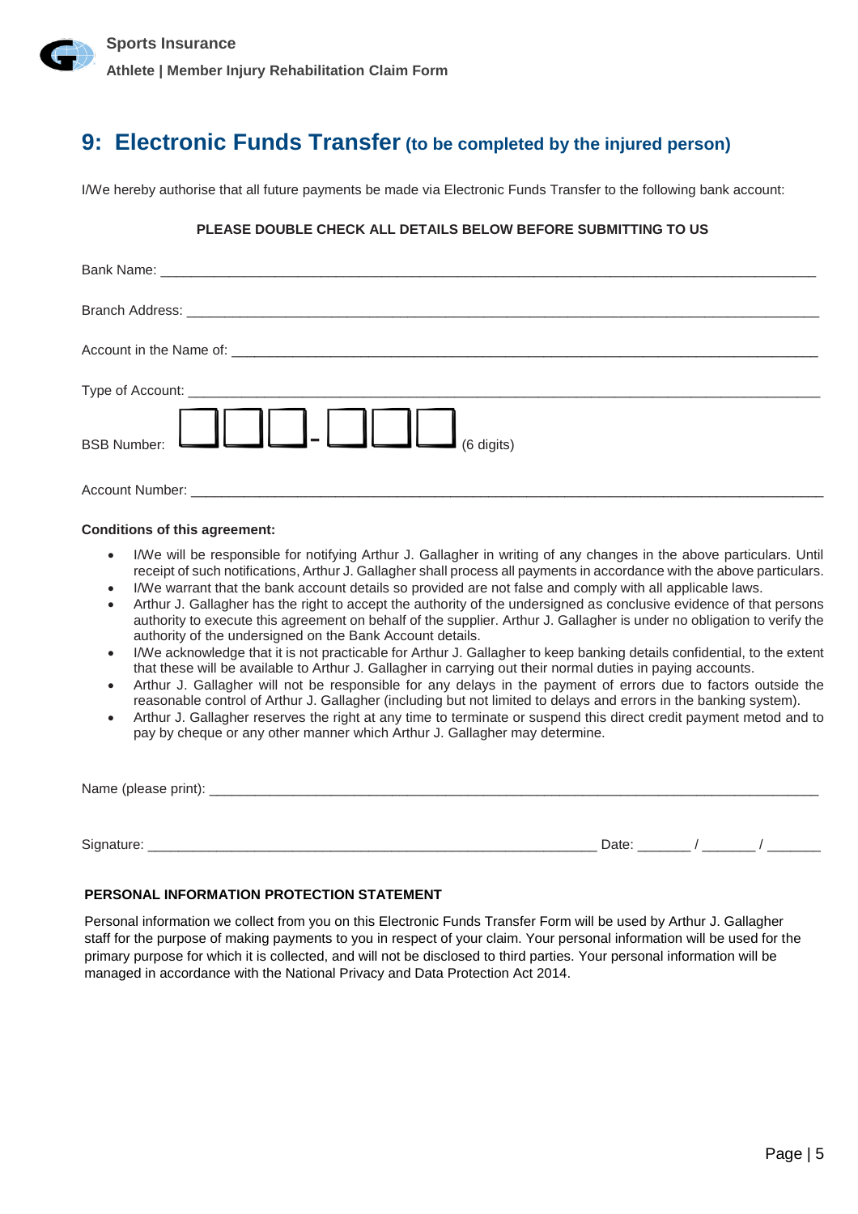## 9: Electronic Funds Transfer (to be completed by the injured person)

I/We hereby authorise that all future payments be made via Electronic Funds Transfer to the following bank account:

**PLEASE DOUBLE CHECK ALL DETAILS BELOW BEFORE SUBMITTING TO US**

Bank Name: ____________________________________________________________________________

Branch Address: ________________________________________________________________________

Account in the Name of: _________________________________________________________________

Type of Account: _______________________________________________________________________

BSB Number: ☐☐☐-☐☐☐ (6 digits)

Account Number: _______________________________________________________________________

**Conditions of this agreement:**

- I/We will be responsible for notifying Arthur J. Gallagher in writing of any changes in the above particulars. Until receipt of such notifications, Arthur J. Gallagher shall process all payments in accordance with the above particulars.
- I/We warrant that the bank account details so provided are not false and comply with all applicable laws.
- Arthur J. Gallagher has the right to accept the authority of the undersigned as conclusive evidence of that persons authority to execute this agreement on behalf of the supplier. Arthur J. Gallagher is under no obligation to verify the authority of the undersigned on the Bank Account details.
- I/We acknowledge that it is not practicable for Arthur J. Gallagher to keep banking details confidential, to the extent that these will be available to Arthur J. Gallagher in carrying out their normal duties in paying accounts.
- Arthur J. Gallagher will not be responsible for any delays in the payment of errors due to factors outside the reasonable control of Arthur J. Gallagher (including but not limited to delays and errors in the banking system).
- Arthur J. Gallagher reserves the right at any time to terminate or suspend this direct credit payment metod and to pay by cheque or any other manner which Arthur J. Gallagher may determine.

Name (please print): _____________________________________________________________________

Signature: ___________________________________________________ Date: _______ / _______ / _______

**PERSONAL INFORMATION PROTECTION STATEMENT**

Personal information we collect from you on this Electronic Funds Transfer Form will be used by Arthur J. Gallagher staff for the purpose of making payments to you in respect of your claim. Your personal information will be used for the primary purpose for which it is collected, and will not be disclosed to third parties. Your personal information will be managed in accordance with the National Privacy and Data Protection Act 2014.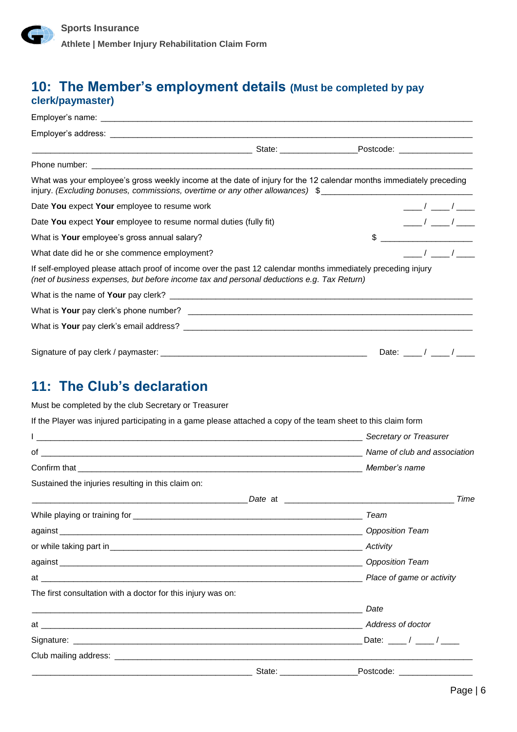## 10: The Member's employment details (Must be completed by pay clerk/paymaster)

Employer's name: ___________________________________________________________________________

Employer's address: _________________________________________________________________________

_____________________________________________ State: ________________Postcode: _______________

Phone number: _____________________________________________________________________________

What was your employee's gross weekly income at the date of injury for the 12 calendar months immediately preceding injury. *(Excluding bonuses, commissions, overtime or any other allowances)* $_________________________________

Date **You** expect **Your** employee to resume work ____ / ____ / ____

Date **You** expect **Your** employee to resume normal duties (fully fit) ____ / ____ / ____

What is **Your** employee's gross annual salary? $ ____________________

What date did he or she commence employment? ____ / ____ / ____

If self-employed please attach proof of income over the past 12 calendar months immediately preceding injury *(net of business expenses, but before income tax and personal deductions e.g. Tax Return)*

What is the name of **Your** pay clerk? __________________________________________________________

What is **Your** pay clerk's phone number? ______________________________________________________

What is **Your** pay clerk's email address? ______________________________________________________

Signature of pay clerk / paymaster: ____________________________________________ Date: ____ / ____ / ____

## 11: The Club's declaration

Must be completed by the club Secretary or Treasurer

If the Player was injured participating in a game please attached a copy of the team sheet to this claim form

I ___________________________________________________________________ *Secretary or Treasurer*

of __________________________________________________________________ *Name of club and association*

Confirm that _________________________________________________________ *Member's name*

Sustained the injuries resulting in this claim on:

____________________________________________ *Date* at __________________________________ *Time*

While playing or training for _______________________________________________ *Team*

against ________________________________________________________________ *Opposition Team*

or while taking part in ___________________________________________________ *Activity*

against ________________________________________________________________ *Opposition Team*

at ____________________________________________________________________ *Place of game or activity*

The first consultation with a doctor for this injury was on:

_______________________________________________________________________ *Date*

at ____________________________________________________________________ *Address of doctor*

Signature: _____________________________________________________________ Date: ____ / ____ / ____

Club mailing address: ________________________________________________________________________

_____________________________________________ State: ________________Postcode: _______________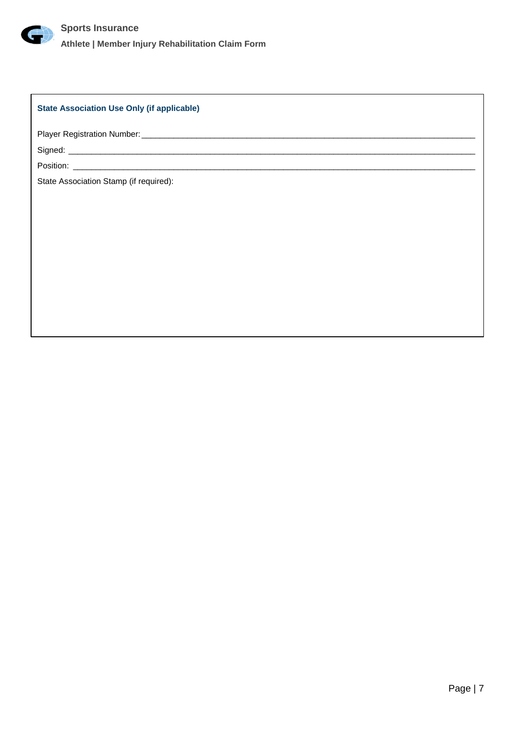### State Association Use Only (if applicable)

Player Registration Number: ___________________________________________

Signed: ___________________________________________

Position: ___________________________________________

State Association Stamp (if required):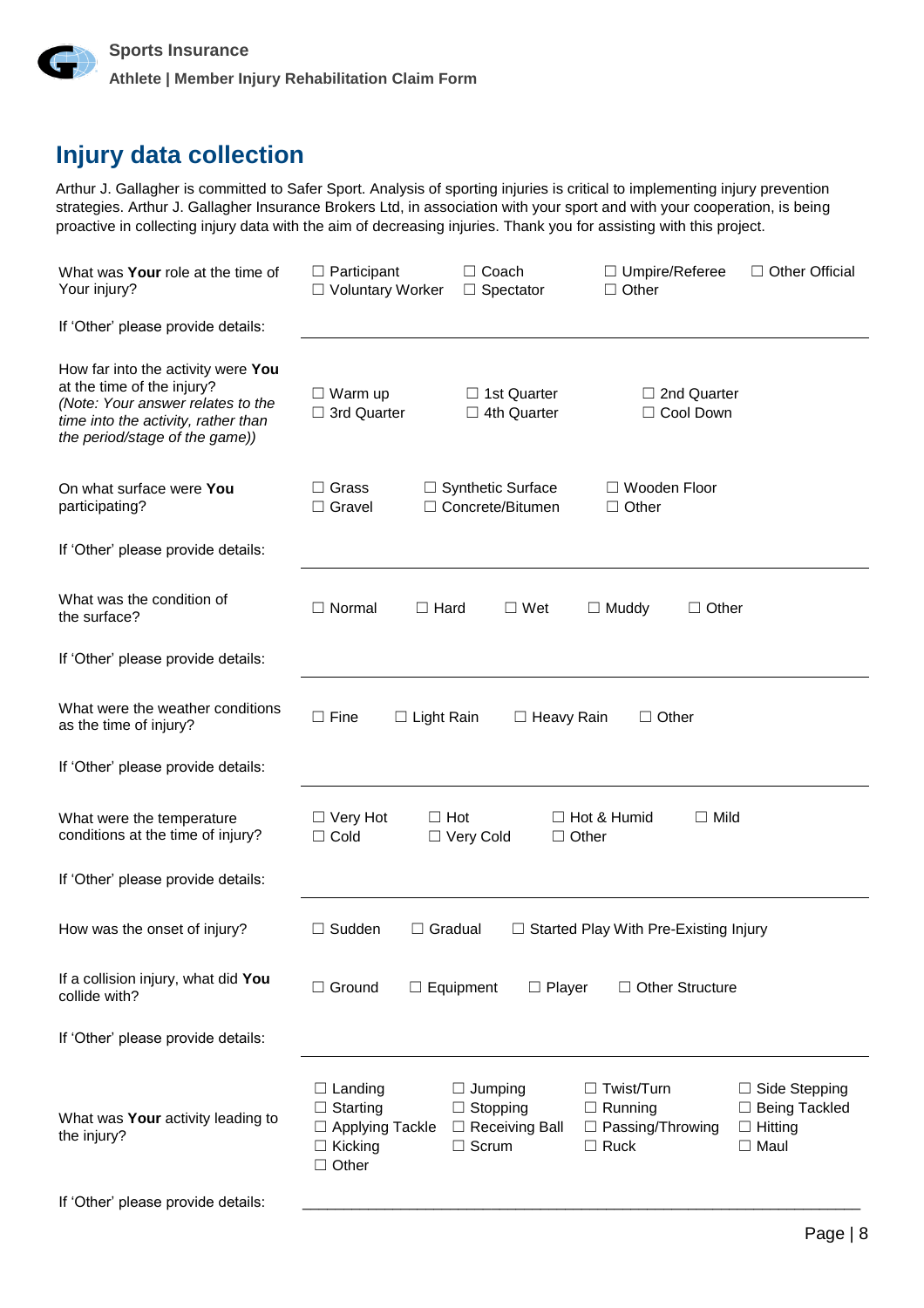## Injury data collection

Arthur J. Gallagher is committed to Safer Sport. Analysis of sporting injuries is critical to implementing injury prevention strategies. Arthur J. Gallagher Insurance Brokers Ltd, in association with your sport and with your cooperation, is being proactive in collecting injury data with the aim of decreasing injuries. Thank you for assisting with this project.

| | |
|---|---|
| What was **Your** role at the time of Your injury? | ☐ Participant ☐ Coach ☐ Umpire/Referee ☐ Other Official ☐ Voluntary Worker ☐ Spectator ☐ Other |
| If 'Other' please provide details: | |
| How far into the activity were **You** at the time of the injury? *(Note: Your answer relates to the time into the activity, rather than the period/stage of the game))* | ☐ Warm up ☐ 1st Quarter ☐ 2nd Quarter ☐ 3rd Quarter ☐ 4th Quarter ☐ Cool Down |
| On what surface were **You** participating? | ☐ Grass ☐ Synthetic Surface ☐ Wooden Floor ☐ Gravel ☐ Concrete/Bitumen ☐ Other |
| If 'Other' please provide details: | |
| What was the condition of the surface? | ☐ Normal ☐ Hard ☐ Wet ☐ Muddy ☐ Other |
| If 'Other' please provide details: | |
| What were the weather conditions as the time of injury? | ☐ Fine ☐ Light Rain ☐ Heavy Rain ☐ Other |
| If 'Other' please provide details: | |
| What were the temperature conditions at the time of injury? | ☐ Very Hot ☐ Hot ☐ Hot & Humid ☐ Mild ☐ Cold ☐ Very Cold ☐ Other |
| If 'Other' please provide details: | |
| How was the onset of injury? | ☐ Sudden ☐ Gradual ☐ Started Play With Pre-Existing Injury |
| If a collision injury, what did **You** collide with? | ☐ Ground ☐ Equipment ☐ Player ☐ Other Structure |
| If 'Other' please provide details: | |
| What was **Your** activity leading to the injury? | ☐ Landing ☐ Jumping ☐ Twist/Turn ☐ Side Stepping ☐ Starting ☐ Stopping ☐ Running ☐ Being Tackled ☐ Applying Tackle ☐ Receiving Ball ☐ Passing/Throwing ☐ Hitting ☐ Kicking ☐ Scrum ☐ Ruck ☐ Maul ☐ Other |
| If 'Other' please provide details: | ___________________________________________ |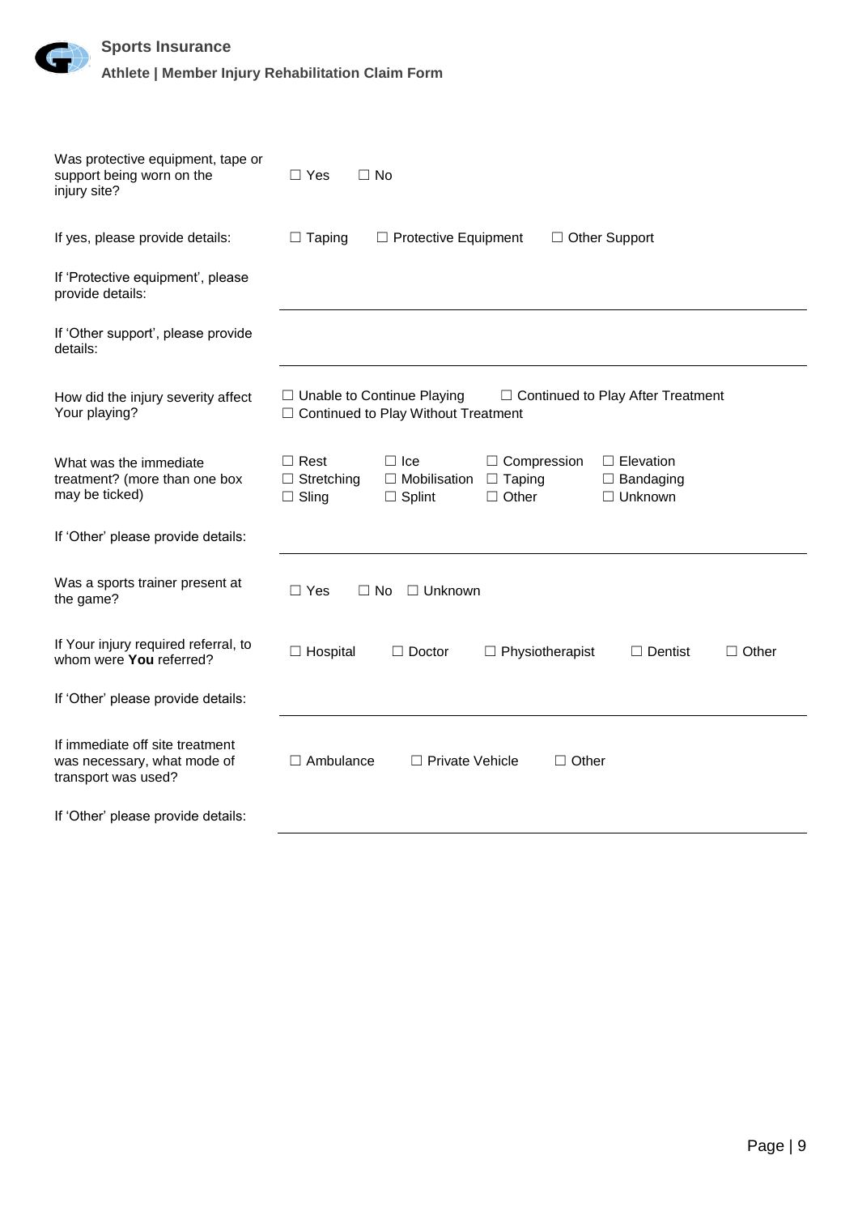| | |
|---|---|
| Was protective equipment, tape or support being worn on the injury site? | ☐ Yes ☐ No |
| If yes, please provide details: | ☐ Taping ☐ Protective Equipment ☐ Other Support |
| If 'Protective equipment', please provide details: | |
| If 'Other support', please provide details: | |
| How did the injury severity affect Your playing? | ☐ Unable to Continue Playing ☐ Continued to Play After Treatment ☐ Continued to Play Without Treatment |
| What was the immediate treatment? (more than one box may be ticked) | ☐ Rest ☐ Ice ☐ Compression ☐ Elevation ☐ Stretching ☐ Mobilisation ☐ Taping ☐ Bandaging ☐ Sling ☐ Splint ☐ Other ☐ Unknown |
| If 'Other' please provide details: | |
| Was a sports trainer present at the game? | ☐ Yes ☐ No ☐ Unknown |
| If Your injury required referral, to whom were **You** referred? | ☐ Hospital ☐ Doctor ☐ Physiotherapist ☐ Dentist ☐ Other |
| If 'Other' please provide details: | |
| If immediate off site treatment was necessary, what mode of transport was used? | ☐ Ambulance ☐ Private Vehicle ☐ Other |
| If 'Other' please provide details: | |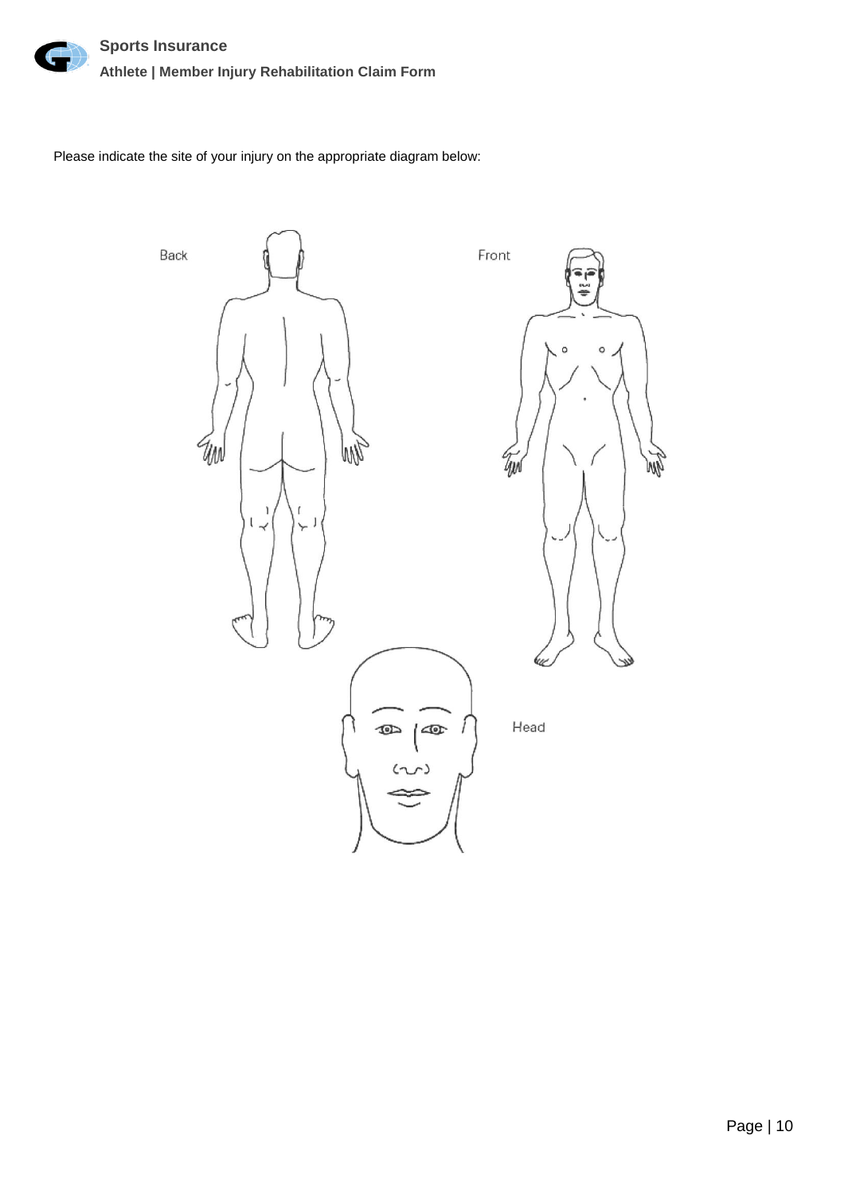Please indicate the site of your injury on the appropriate diagram below:

Back

Front

Head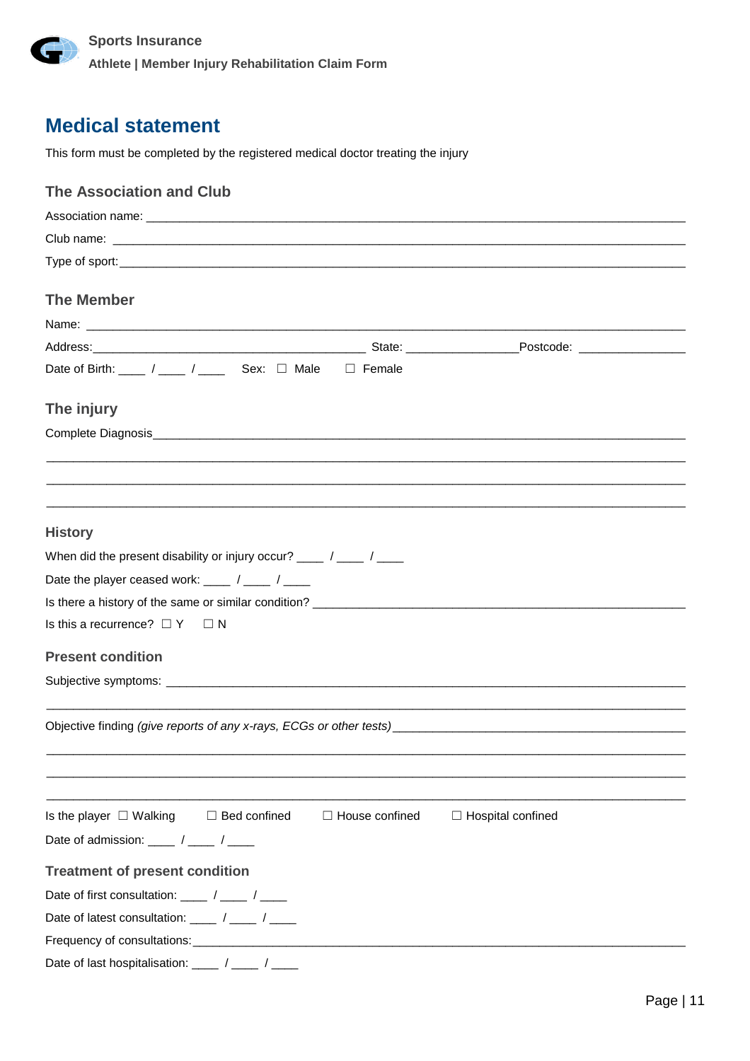# Medical statement

This form must be completed by the registered medical doctor treating the injury

## The Association and Club

Association name: ______________________________________________________________________________

Club name: ______________________________________________________________________________

Type of sport: ______________________________________________________________________________

## The Member

Name: ______________________________________________________________________________

Address: ____________________________________________ State: ________________ Postcode: ________________

Date of Birth: ____ / ____ / ____ Sex: ☐ Male ☐ Female

## The injury

Complete Diagnosis ______________________________________________________________________________

______________________________________________________________________________

______________________________________________________________________________

______________________________________________________________________________

## History

When did the present disability or injury occur? ____ / ____ / ____

Date the player ceased work: ____ / ____ / ____

Is there a history of the same or similar condition? ________________________________________________________

Is this a recurrence? ☐ Y ☐ N

## Present condition

Subjective symptoms: ______________________________________________________________________________

______________________________________________________________________________

Objective finding *(give reports of any x-rays, ECGs or other tests)* ____________________________________________

______________________________________________________________________________

______________________________________________________________________________

______________________________________________________________________________

Is the player ☐ Walking ☐ Bed confined ☐ House confined ☐ Hospital confined

Date of admission: ____ / ____ / ____

## Treatment of present condition

Date of first consultation: ____ / ____ / ____

Date of latest consultation: ____ / ____ / ____

Frequency of consultations: ______________________________________________________________________________

Date of last hospitalisation: ____ / ____ / ____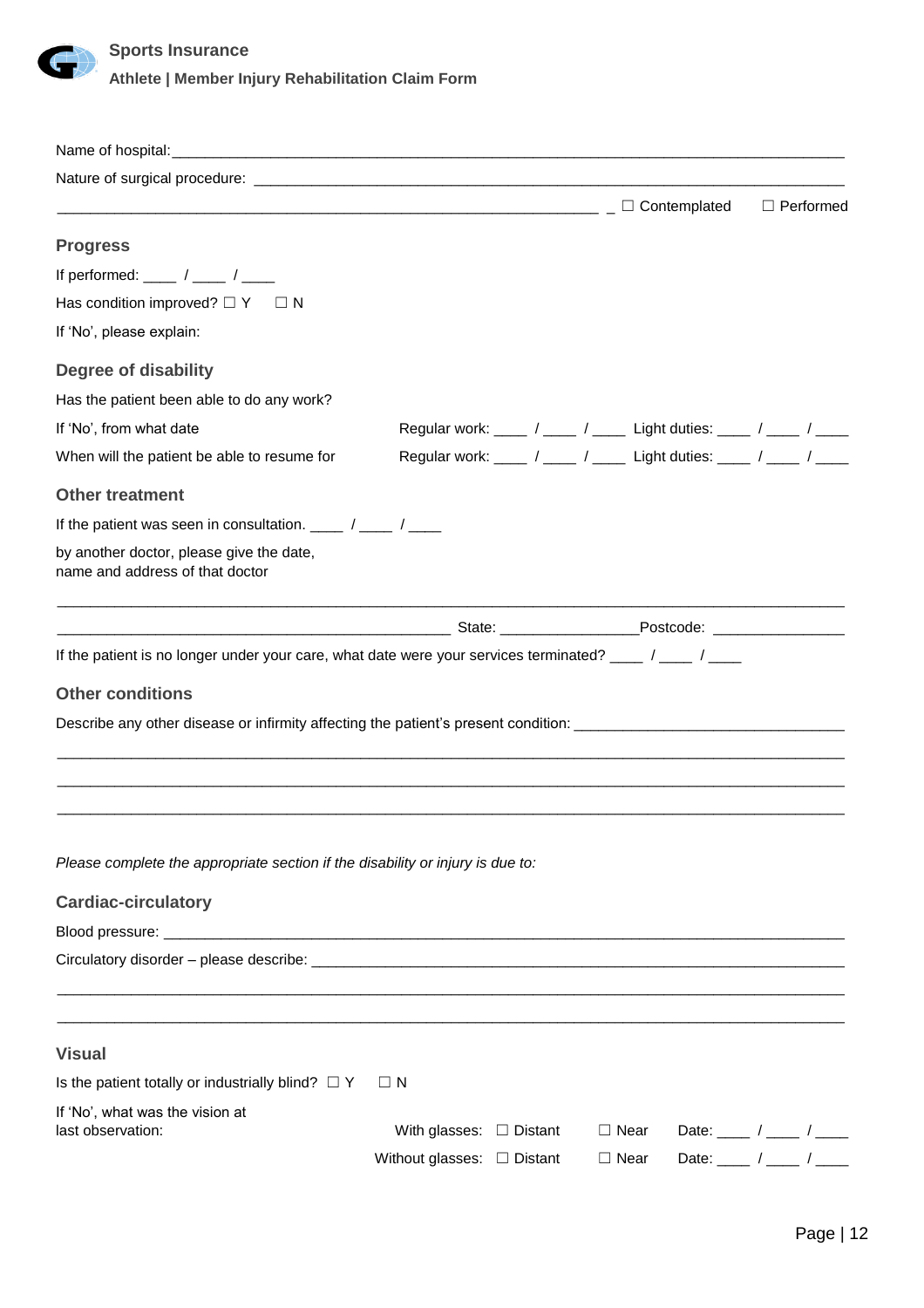Name of hospital: ___________________________________________________________________________

Nature of surgical procedure: ________________________________________________________________

_______________________________________________________________ ☐ Contemplated ☐ Performed

## Progress

If performed: ____ / ____ / ____

Has condition improved? ☐ Y ☐ N

If 'No', please explain:

## Degree of disability

Has the patient been able to do any work?

If 'No', from what date Regular work: ____ / ____ / ____ Light duties: ____ / ____ / ____

When will the patient be able to resume for Regular work: ____ / ____ / ____ Light duties: ____ / ____ / ____

## Other treatment

If the patient was seen in consultation. ____ / ____ / ____

by another doctor, please give the date, name and address of that doctor

_____________________________________________________________________________________________

_______________________________________________ State: ________________ Postcode: ________________

If the patient is no longer under your care, what date were your services terminated? ____ / ____ / ____

## Other conditions

Describe any other disease or infirmity affecting the patient's present condition: ___________________________

_____________________________________________________________________________________________

_____________________________________________________________________________________________

_____________________________________________________________________________________________

*Please complete the appropriate section if the disability or injury is due to:*

## Cardiac-circulatory

Blood pressure: ______________________________________________________________________________

Circulatory disorder – please describe: __________________________________________________________

_____________________________________________________________________________________________

_____________________________________________________________________________________________

## Visual

Is the patient totally or industrially blind? ☐ Y ☐ N

If 'No', what was the vision at last observation:

With glasses: ☐ Distant ☐ Near Date: ____ / ____ / ____

Without glasses: ☐ Distant ☐ Near Date: ____ / ____ / ____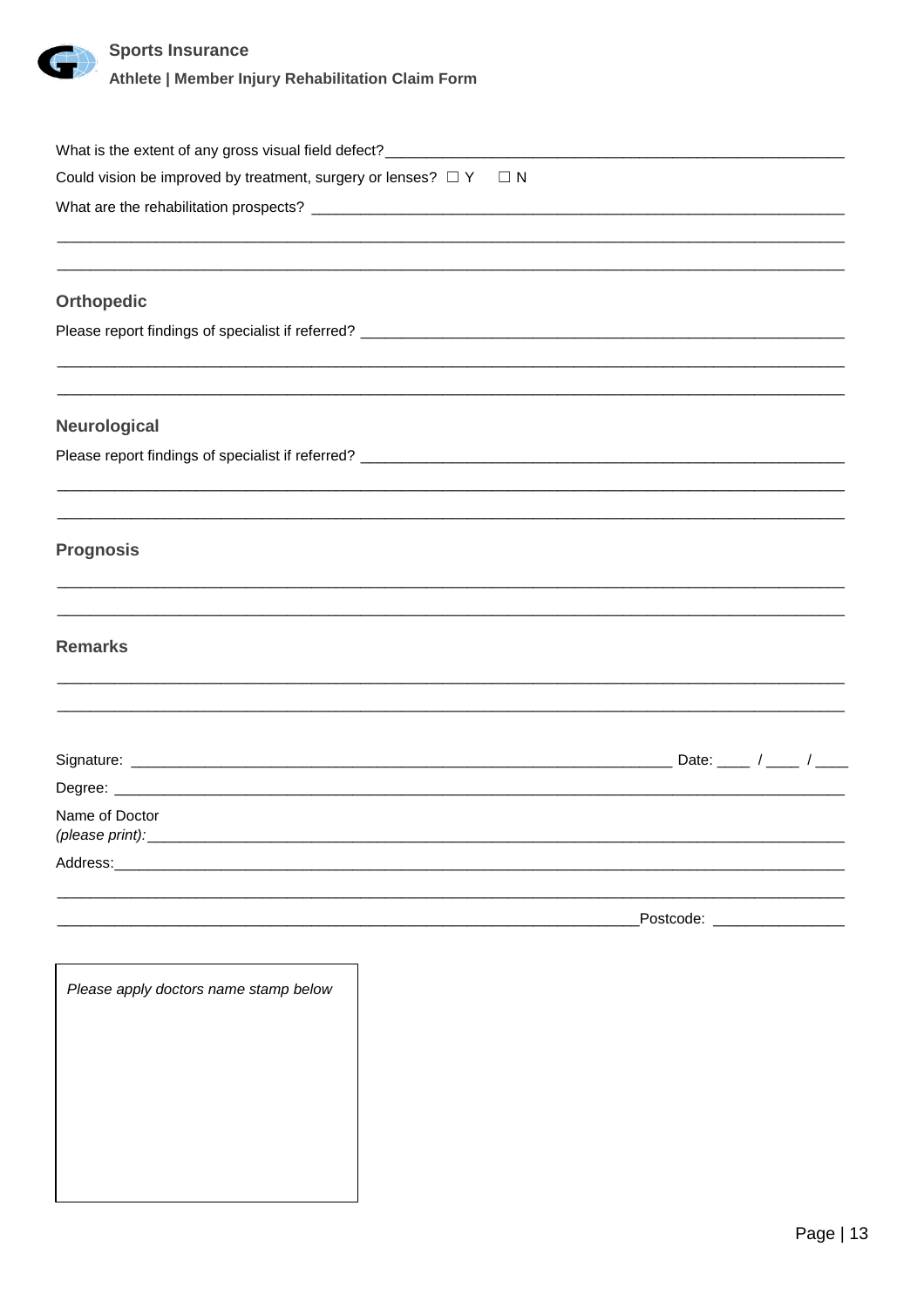What is the extent of any gross visual field defect?______________________________________________________

Could vision be improved by treatment, surgery or lenses? ☐ Y ☐ N

What are the rehabilitation prospects? ______________________________________________________________

_____________________________________________________________________________________________

_____________________________________________________________________________________________

## Orthopedic

Please report findings of specialist if referred? ______________________________________________________

_____________________________________________________________________________________________

_____________________________________________________________________________________________

## Neurological

Please report findings of specialist if referred? ______________________________________________________

_____________________________________________________________________________________________

_____________________________________________________________________________________________

## Prognosis

_____________________________________________________________________________________________

_____________________________________________________________________________________________

## Remarks

_____________________________________________________________________________________________

_____________________________________________________________________________________________

Signature: ______________________________________________________________ Date: ____ / ____ / ____

Degree: ______________________________________________________________________________________

Name of Doctor
*(please print):*_________________________________________________________________________________

Address:______________________________________________________________________________________

_____________________________________________________________________________________________

_______________________________________________________________________Postcode: _______________

*Please apply doctors name stamp below*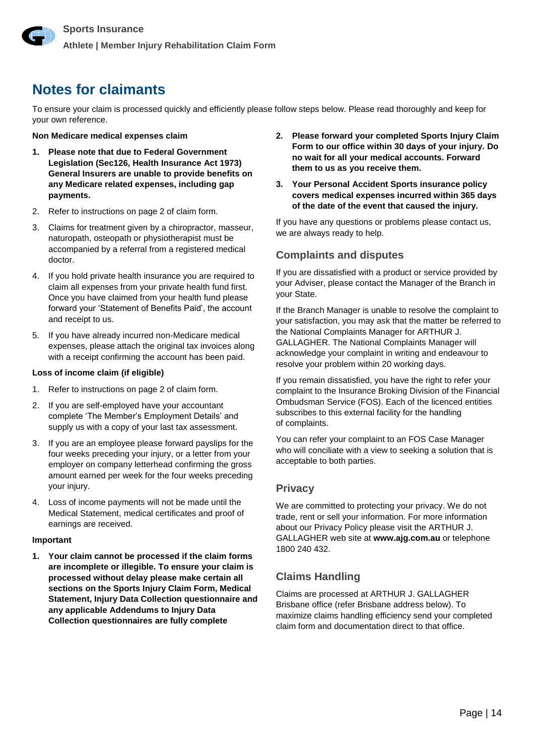# Notes for claimants

To ensure your claim is processed quickly and efficiently please follow steps below. Please read thoroughly and keep for your own reference.

**Non Medicare medical expenses claim**

1. **Please note that due to Federal Government Legislation (Sec126, Health Insurance Act 1973) General Insurers are unable to provide benefits on any Medicare related expenses, including gap payments.**
2. Refer to instructions on page 2 of claim form.
3. Claims for treatment given by a chiropractor, masseur, naturopath, osteopath or physiotherapist must be accompanied by a referral from a registered medical doctor.
4. If you hold private health insurance you are required to claim all expenses from your private health fund first. Once you have claimed from your health fund please forward your 'Statement of Benefits Paid', the account and receipt to us.
5. If you have already incurred non-Medicare medical expenses, please attach the original tax invoices along with a receipt confirming the account has been paid.

**Loss of income claim (if eligible)**

1. Refer to instructions on page 2 of claim form.
2. If you are self-employed have your accountant complete 'The Member's Employment Details' and supply us with a copy of your last tax assessment.
3. If you are an employee please forward payslips for the four weeks preceding your injury, or a letter from your employer on company letterhead confirming the gross amount earned per week for the four weeks preceding your injury.
4. Loss of income payments will not be made until the Medical Statement, medical certificates and proof of earnings are received.

**Important**

1. **Your claim cannot be processed if the claim forms are incomplete or illegible. To ensure your claim is processed without delay please make certain all sections on the Sports Injury Claim Form, Medical Statement, Injury Data Collection questionnaire and any applicable Addendums to Injury Data Collection questionnaires are fully complete**
2. **Please forward your completed Sports Injury Claim Form to our office within 30 days of your injury. Do no wait for all your medical accounts. Forward them to us as you receive them.**
3. **Your Personal Accident Sports insurance policy covers medical expenses incurred within 365 days of the date of the event that caused the injury.**

If you have any questions or problems please contact us, we are always ready to help.

## Complaints and disputes

If you are dissatisfied with a product or service provided by your Adviser, please contact the Manager of the Branch in your State.

If the Branch Manager is unable to resolve the complaint to your satisfaction, you may ask that the matter be referred to the National Complaints Manager for ARTHUR J. GALLAGHER. The National Complaints Manager will acknowledge your complaint in writing and endeavour to resolve your problem within 20 working days.

If you remain dissatisfied, you have the right to refer your complaint to the Insurance Broking Division of the Financial Ombudsman Service (FOS). Each of the licenced entities subscribes to this external facility for the handling of complaints.

You can refer your complaint to an FOS Case Manager who will conciliate with a view to seeking a solution that is acceptable to both parties.

## Privacy

We are committed to protecting your privacy. We do not trade, rent or sell your information. For more information about our Privacy Policy please visit the ARTHUR J. GALLAGHER web site at **www.ajg.com.au** or telephone 1800 240 432.

## Claims Handling

Claims are processed at ARTHUR J. GALLAGHER Brisbane office (refer Brisbane address below). To maximize claims handling efficiency send your completed claim form and documentation direct to that office.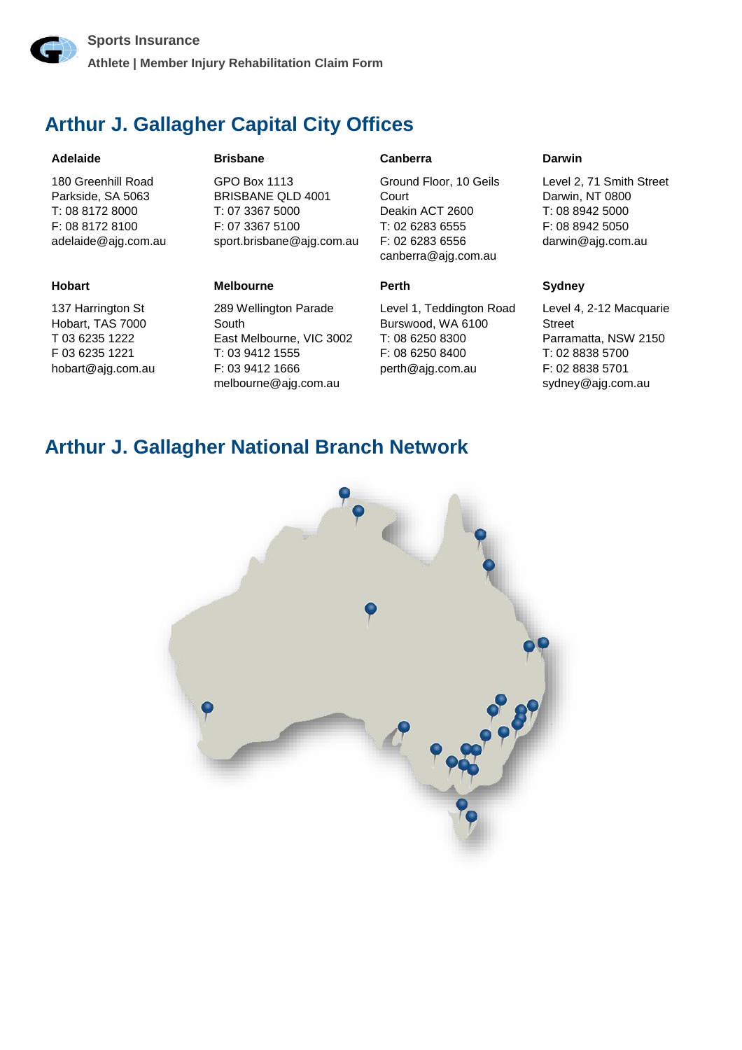## Arthur J. Gallagher Capital City Offices

**Adelaide**

180 Greenhill Road
Parkside, SA 5063
T: 08 8172 8000
F: 08 8172 8100
adelaide@ajg.com.au

**Brisbane**

GPO Box 1113
BRISBANE QLD 4001
T: 07 3367 5000
F: 07 3367 5100
sport.brisbane@ajg.com.au

**Canberra**

Ground Floor, 10 Geils Court
Deakin ACT 2600
T: 02 6283 6555
F: 02 6283 6556
canberra@ajg.com.au

**Darwin**

Level 2, 71 Smith Street
Darwin, NT 0800
T: 08 8942 5000
F: 08 8942 5050
darwin@ajg.com.au

**Hobart**

137 Harrington St
Hobart, TAS 7000
T 03 6235 1222
F 03 6235 1221
hobart@ajg.com.au

**Melbourne**

289 Wellington Parade South
East Melbourne, VIC 3002
T: 03 9412 1555
F: 03 9412 1666
melbourne@ajg.com.au

**Perth**

Level 1, Teddington Road
Burswood, WA 6100
T: 08 6250 8300
F: 08 6250 8400
perth@ajg.com.au

**Sydney**

Level 4, 2-12 Macquarie Street
Parramatta, NSW 2150
T: 02 8838 5700
F: 02 8838 5701
sydney@ajg.com.au

## Arthur J. Gallagher National Branch Network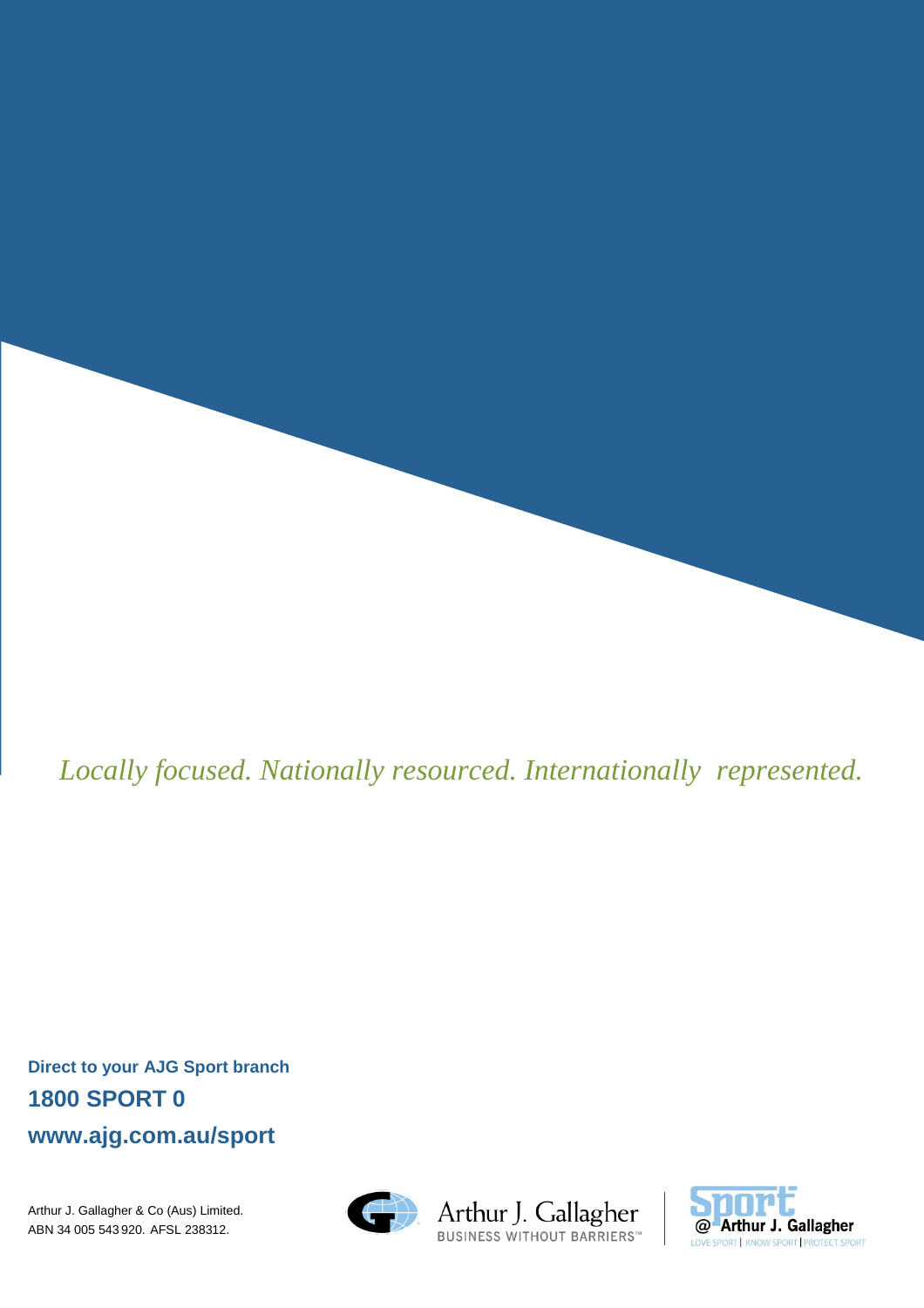*Locally focused. Nationally resourced. Internationally represented.*

**Direct to your AJG Sport branch**

**1800 SPORT 0**

**www.ajg.com.au/sport**

Arthur J. Gallagher & Co (Aus) Limited.
ABN 34 005 543 920. AFSL 238312.

Arthur J. Gallagher
BUSINESS WITHOUT BARRIERS™

Sport @ Arthur J. Gallagher
LOVE SPORT | KNOW SPORT | PROTECT SPORT